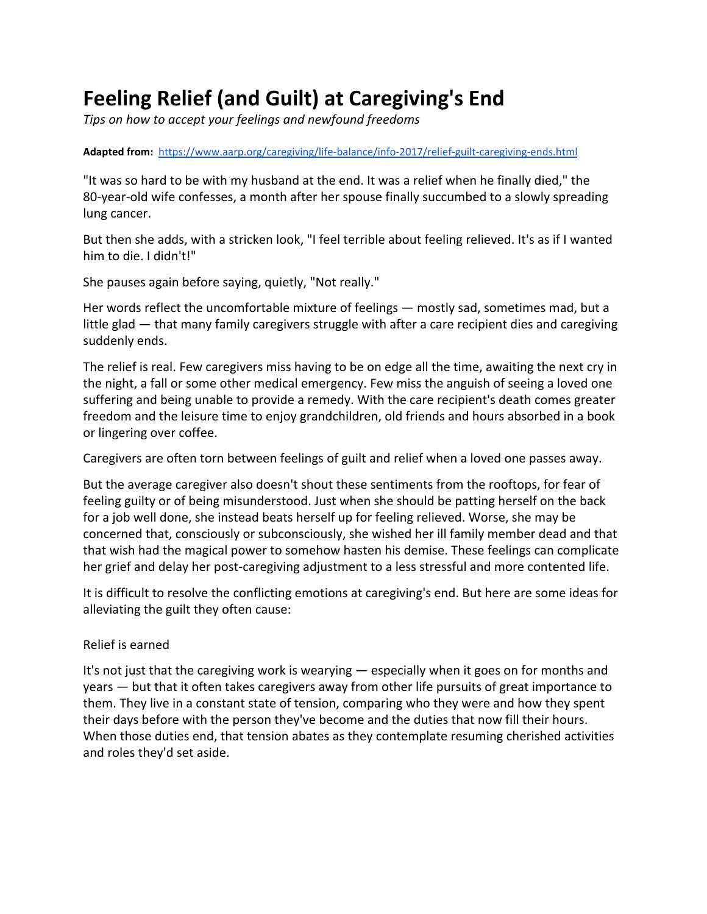# Feeling Relief (and Guilt) at Caregiving's End

*Tips on how to accept your feelings and newfound freedoms*

**Adapted from:** [https://www.aarp.org/caregiving/life-balance/info-2017/relief-guilt-caregiving-ends.html](https://www.aarp.org/caregiving/life-balance/info-2017/relief-guilt-caregiving-ends.html)

"It was so hard to be with my husband at the end. It was a relief when he finally died," the 80-year-old wife confesses, a month after her spouse finally succumbed to a slowly spreading lung cancer.

But then she adds, with a stricken look, "I feel terrible about feeling relieved. It's as if I wanted him to die. I didn't!"

She pauses again before saying, quietly, "Not really."

Her words reflect the uncomfortable mixture of feelings — mostly sad, sometimes mad, but a little glad — that many family caregivers struggle with after a care recipient dies and caregiving suddenly ends.

The relief is real. Few caregivers miss having to be on edge all the time, awaiting the next cry in the night, a fall or some other medical emergency. Few miss the anguish of seeing a loved one suffering and being unable to provide a remedy. With the care recipient's death comes greater freedom and the leisure time to enjoy grandchildren, old friends and hours absorbed in a book or lingering over coffee.

Caregivers are often torn between feelings of guilt and relief when a loved one passes away.

But the average caregiver also doesn't shout these sentiments from the rooftops, for fear of feeling guilty or of being misunderstood. Just when she should be patting herself on the back for a job well done, she instead beats herself up for feeling relieved. Worse, she may be concerned that, consciously or subconsciously, she wished her ill family member dead and that that wish had the magical power to somehow hasten his demise. These feelings can complicate her grief and delay her post-caregiving adjustment to a less stressful and more contented life.

It is difficult to resolve the conflicting emotions at caregiving's end. But here are some ideas for alleviating the guilt they often cause:

Relief is earned

It's not just that the caregiving work is wearying — especially when it goes on for months and years — but that it often takes caregivers away from other life pursuits of great importance to them. They live in a constant state of tension, comparing who they were and how they spent their days before with the person they've become and the duties that now fill their hours. When those duties end, that tension abates as they contemplate resuming cherished activities and roles they'd set aside.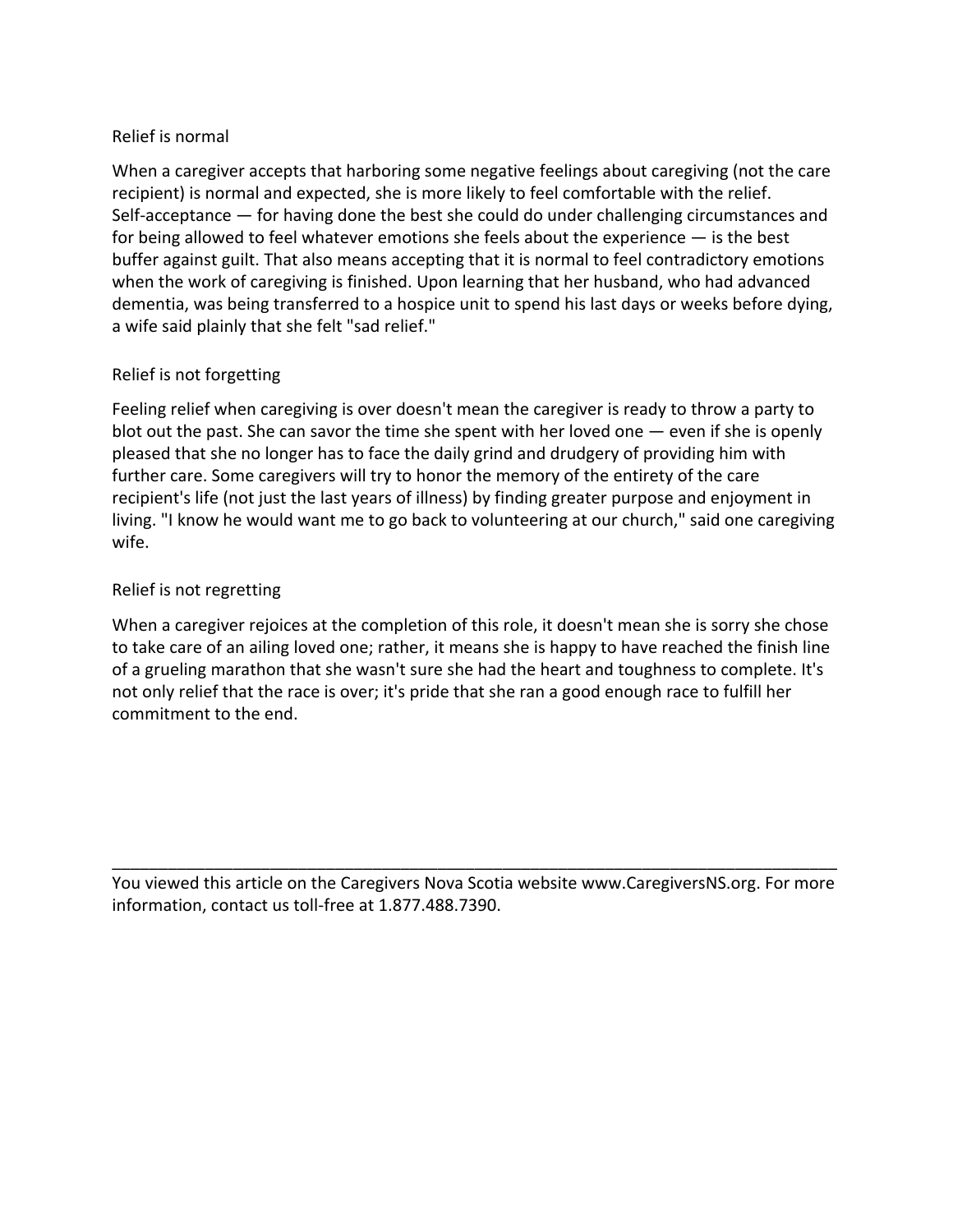## Relief is normal

When a caregiver accepts that harboring some negative feelings about caregiving (not the care recipient) is normal and expected, she is more likely to feel comfortable with the relief. Self-acceptance — for having done the best she could do under challenging circumstances and for being allowed to feel whatever emotions she feels about the experience — is the best buffer against guilt. That also means accepting that it is normal to feel contradictory emotions when the work of caregiving is finished. Upon learning that her husband, who had advanced dementia, was being transferred to a hospice unit to spend his last days or weeks before dying, a wife said plainly that she felt "sad relief."

## Relief is not forgetting

Feeling relief when caregiving is over doesn't mean the caregiver is ready to throw a party to blot out the past. She can savor the time she spent with her loved one — even if she is openly pleased that she no longer has to face the daily grind and drudgery of providing him with further care. Some caregivers will try to honor the memory of the entirety of the care recipient's life (not just the last years of illness) by finding greater purpose and enjoyment in living. "I know he would want me to go back to volunteering at our church," said one caregiving wife.

## Relief is not regretting

When a caregiver rejoices at the completion of this role, it doesn't mean she is sorry she chose to take care of an ailing loved one; rather, it means she is happy to have reached the finish line of a grueling marathon that she wasn't sure she had the heart and toughness to complete. It's not only relief that the race is over; it's pride that she ran a good enough race to fulfill her commitment to the end.

---

You viewed this article on the Caregivers Nova Scotia website www.CaregiversNS.org. For more information, contact us toll-free at 1.877.488.7390.